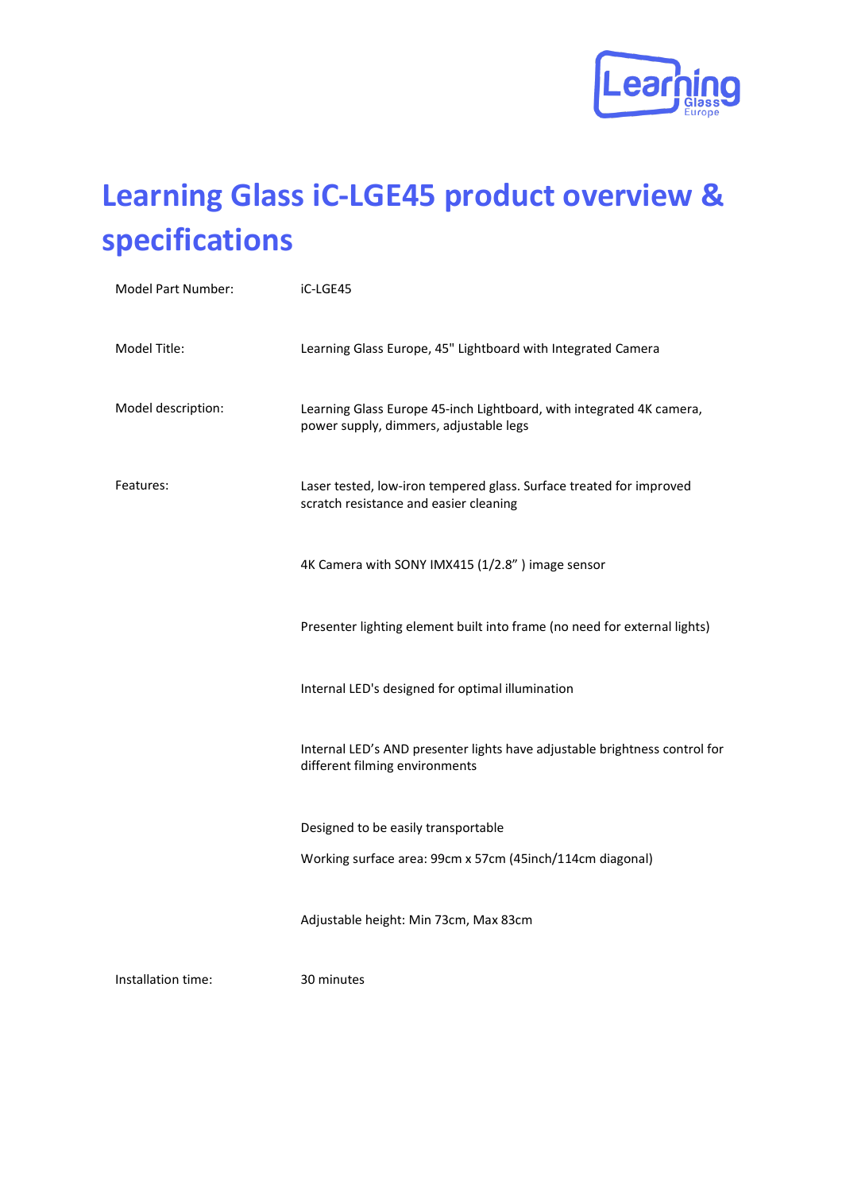# Learning Glass iC-LGE45 product overview & specifications

| | |
|---|---|
| Model Part Number: | iC-LGE45 |
| Model Title: | Learning Glass Europe, 45" Lightboard with Integrated Camera |
| Model description: | Learning Glass Europe 45-inch Lightboard, with integrated 4K camera, power supply, dimmers, adjustable legs |
| Features: | Laser tested, low-iron tempered glass. Surface treated for improved scratch resistance and easier cleaning |
| | 4K Camera with SONY IMX415 (1/2.8” ) image sensor |
| | Presenter lighting element built into frame (no need for external lights) |
| | Internal LED's designed for optimal illumination |
| | Internal LED’s AND presenter lights have adjustable brightness control for different filming environments |
| | Designed to be easily transportable |
| | Working surface area: 99cm x 57cm (45inch/114cm diagonal) |
| | Adjustable height: Min 73cm, Max 83cm |
| Installation time: | 30 minutes |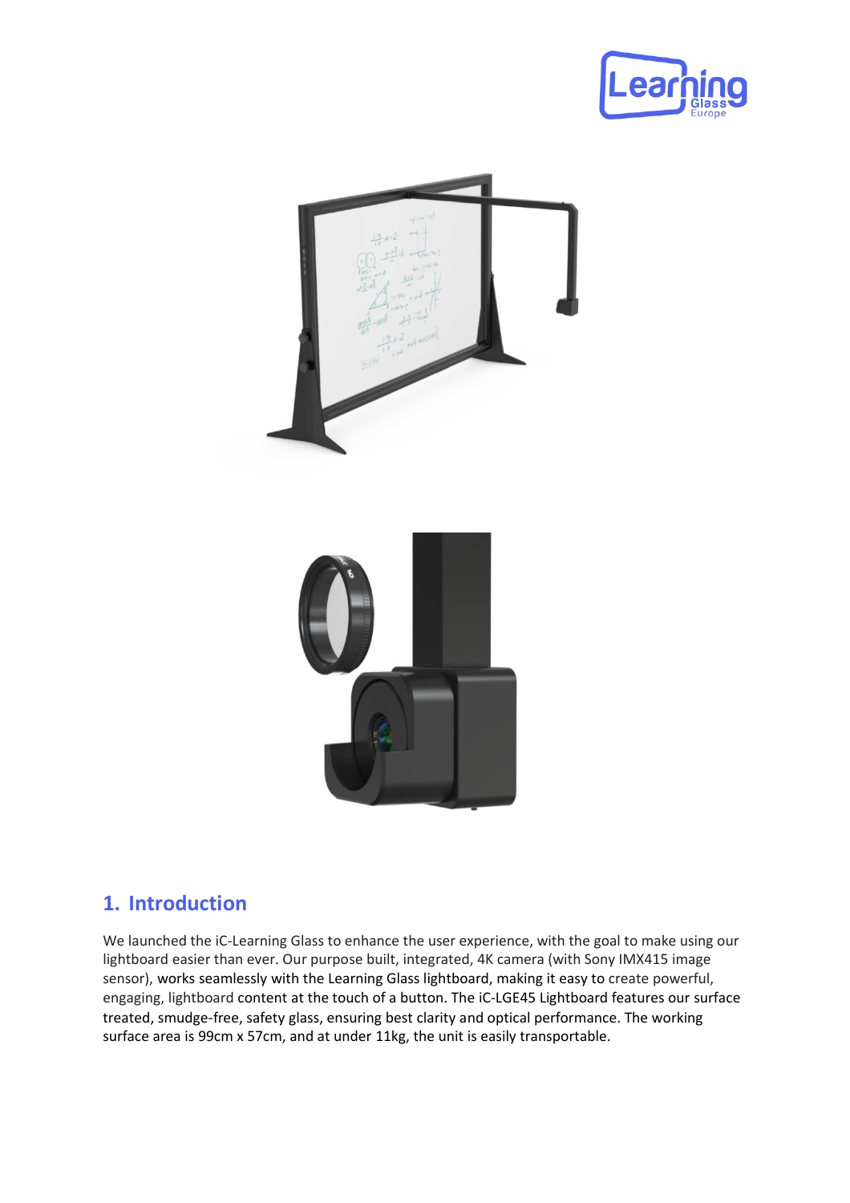## 1. Introduction

We launched the iC-Learning Glass to enhance the user experience, with the goal to make using our lightboard easier than ever. Our purpose built, integrated, 4K camera (with Sony IMX415 image sensor), works seamlessly with the Learning Glass lightboard, making it easy to create powerful, engaging, lightboard content at the touch of a button. The iC-LGE45 Lightboard features our surface treated, smudge-free, safety glass, ensuring best clarity and optical performance. The working surface area is 99cm x 57cm, and at under 11kg, the unit is easily transportable.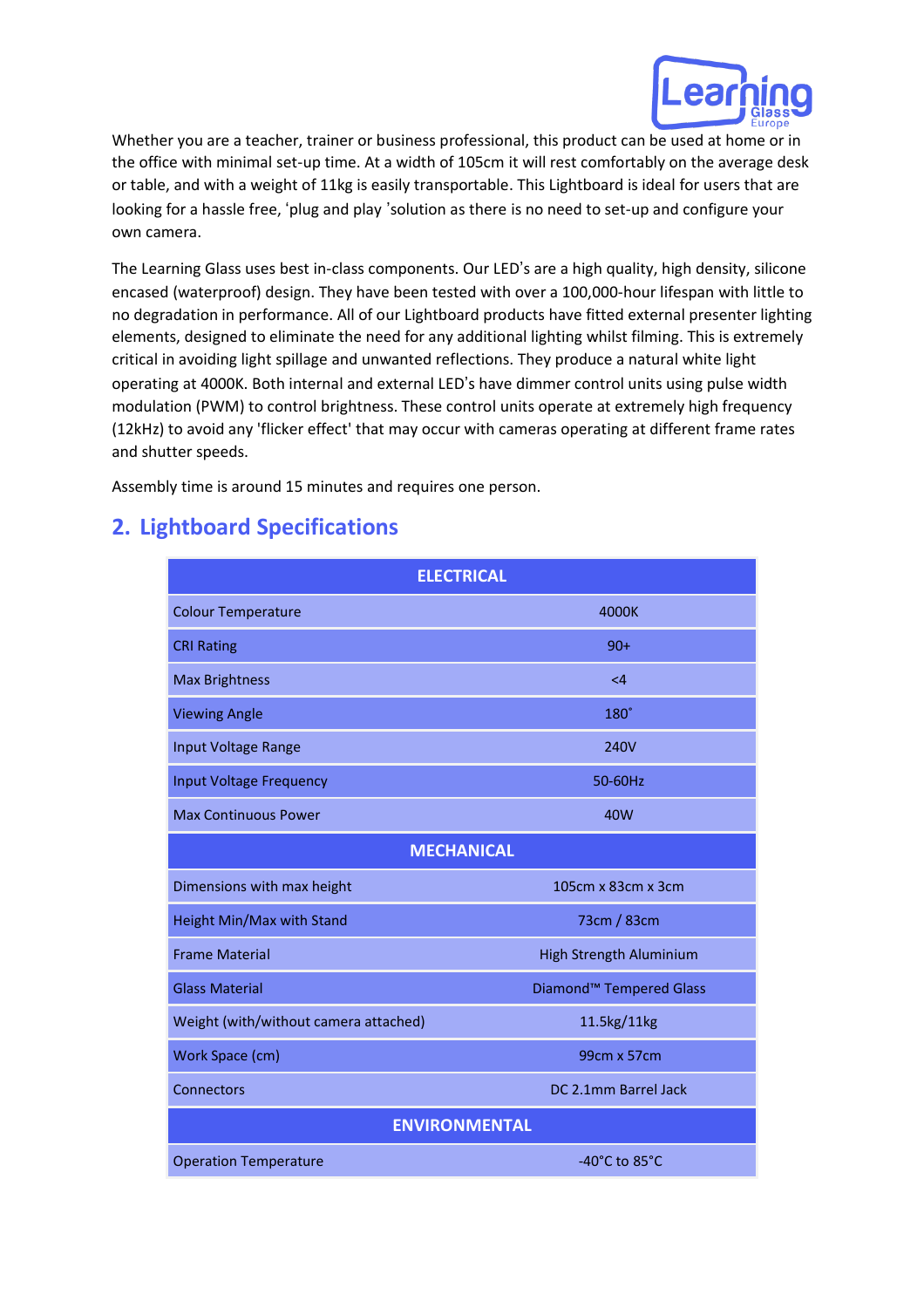Whether you are a teacher, trainer or business professional, this product can be used at home or in the office with minimal set-up time. At a width of 105cm it will rest comfortably on the average desk or table, and with a weight of 11kg is easily transportable. This Lightboard is ideal for users that are looking for a hassle free, ‘plug and play ’solution as there is no need to set-up and configure your own camera.

The Learning Glass uses best in-class components. Our LED’s are a high quality, high density, silicone encased (waterproof) design. They have been tested with over a 100,000-hour lifespan with little to no degradation in performance. All of our Lightboard products have fitted external presenter lighting elements, designed to eliminate the need for any additional lighting whilst filming. This is extremely critical in avoiding light spillage and unwanted reflections. They produce a natural white light operating at 4000K. Both internal and external LED’s have dimmer control units using pulse width modulation (PWM) to control brightness. These control units operate at extremely high frequency (12kHz) to avoid any 'flicker effect' that may occur with cameras operating at different frame rates and shutter speeds.

Assembly time is around 15 minutes and requires one person.

## 2. Lightboard Specifications

| ELECTRICAL | |
|---|---|
| Colour Temperature | 4000K |
| CRI Rating | 90+ |
| Max Brightness | <4 |
| Viewing Angle | 180˚ |
| Input Voltage Range | 240V |
| Input Voltage Frequency | 50-60Hz |
| Max Continuous Power | 40W |
| **MECHANICAL** | |
| Dimensions with max height | 105cm x 83cm x 3cm |
| Height Min/Max with Stand | 73cm / 83cm |
| Frame Material | High Strength Aluminium |
| Glass Material | Diamond™ Tempered Glass |
| Weight (with/without camera attached) | 11.5kg/11kg |
| Work Space (cm) | 99cm x 57cm |
| Connectors | DC 2.1mm Barrel Jack |
| **ENVIRONMENTAL** | |
| Operation Temperature | -40°C to 85°C |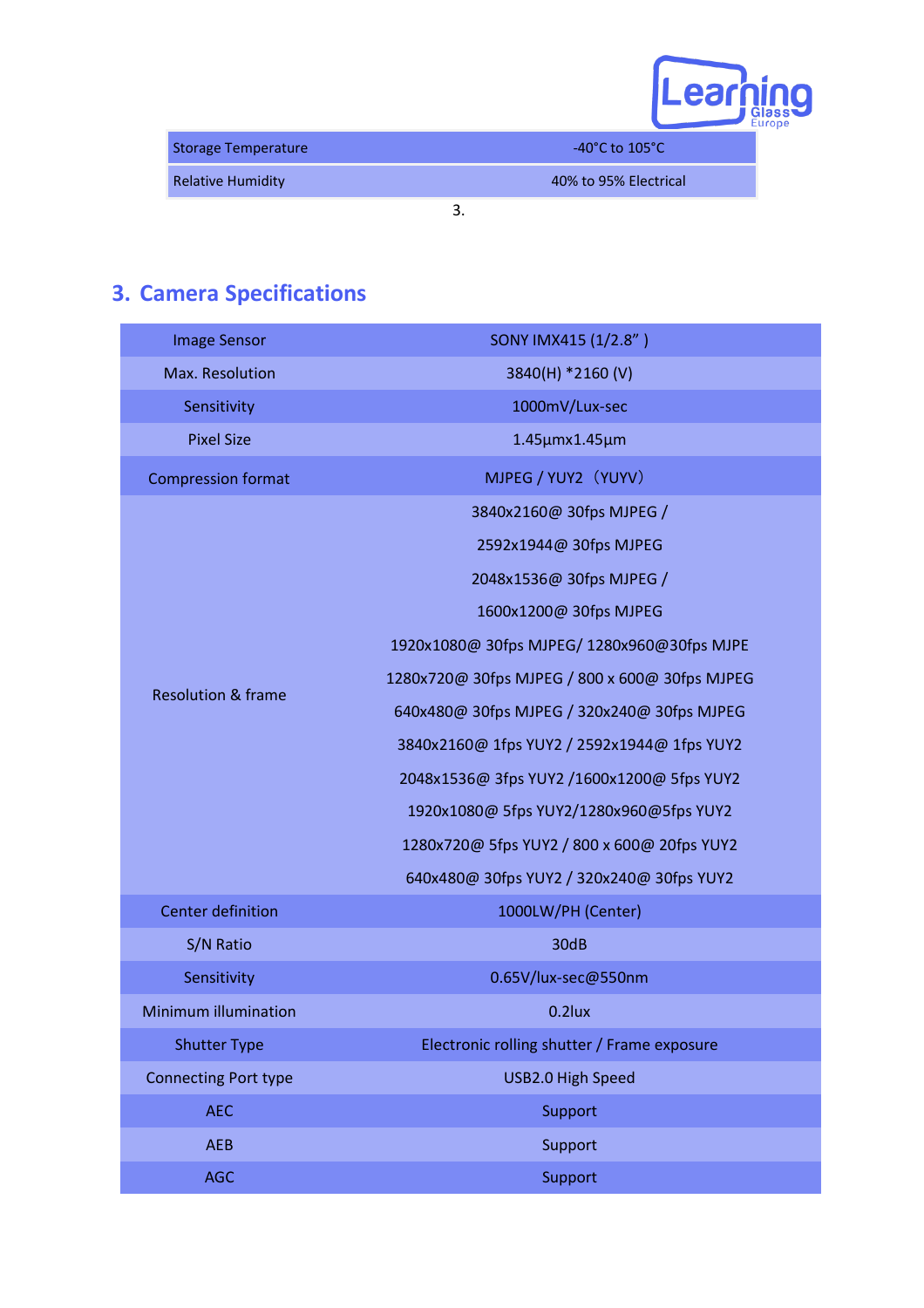| Storage Temperature | -40°C to 105°C |
|---|---|
| Relative Humidity | 40% to 95% Electrical |

3.

## 3. Camera Specifications

| Image Sensor | SONY IMX415 (1/2.8" ) |
|---|---|
| Max. Resolution | 3840(H) *2160 (V) |
| Sensitivity | 1000mV/Lux-sec |
| Pixel Size | 1.45μmx1.45μm |
| Compression format | MJPEG / YUY2（YUYV） |
| Resolution & frame | 3840x2160@ 30fps MJPEG /<br>2592x1944@ 30fps MJPEG<br>2048x1536@ 30fps MJPEG /<br>1600x1200@ 30fps MJPEG<br>1920x1080@ 30fps MJPEG/ 1280x960@30fps MJPE<br>1280x720@ 30fps MJPEG / 800 x 600@ 30fps MJPEG<br>640x480@ 30fps MJPEG / 320x240@ 30fps MJPEG<br>3840x2160@ 1fps YUY2 / 2592x1944@ 1fps YUY2<br>2048x1536@ 3fps YUY2 /1600x1200@ 5fps YUY2<br>1920x1080@ 5fps YUY2/1280x960@5fps YUY2<br>1280x720@ 5fps YUY2 / 800 x 600@ 20fps YUY2<br>640x480@ 30fps YUY2 / 320x240@ 30fps YUY2 |
| Center definition | 1000LW/PH (Center) |
| S/N Ratio | 30dB |
| Sensitivity | 0.65V/lux-sec@550nm |
| Minimum illumination | 0.2lux |
| Shutter Type | Electronic rolling shutter / Frame exposure |
| Connecting Port type | USB2.0 High Speed |
| AEC | Support |
| AEB | Support |
| AGC | Support |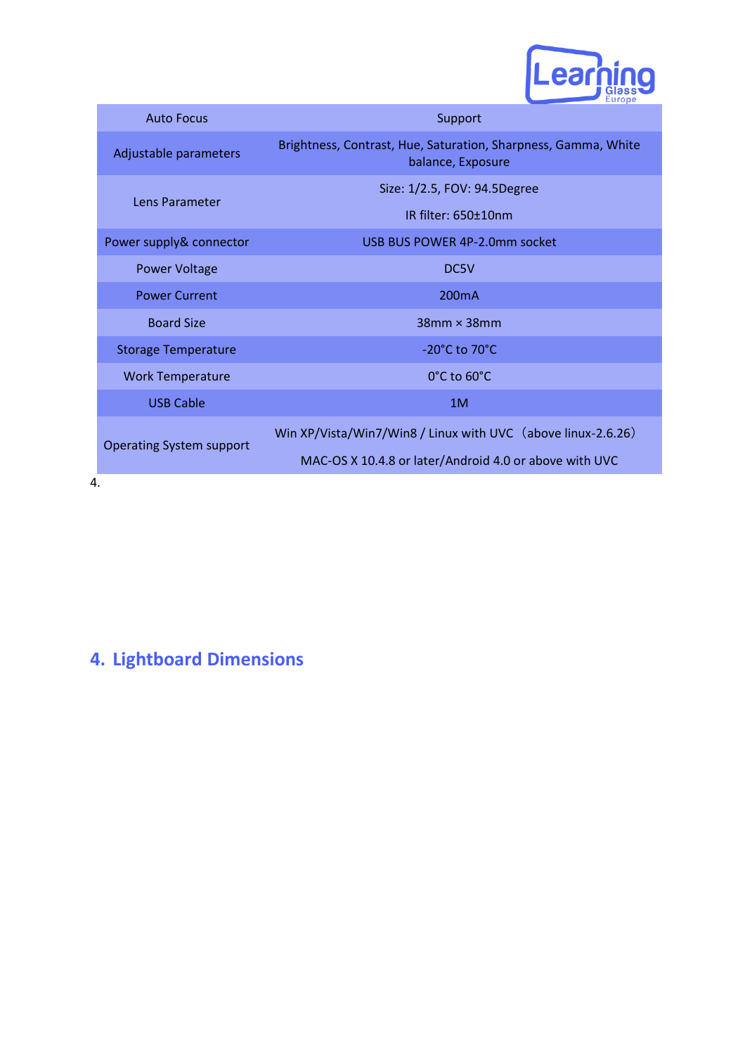| Auto Focus | Support |
| --- | --- |
| Adjustable parameters | Brightness, Contrast, Hue, Saturation, Sharpness, Gamma, White balance, Exposure |
| Lens Parameter | Size: 1/2.5, FOV: 94.5Degree<br>IR filter: 650±10nm |
| Power supply& connector | USB BUS POWER 4P-2.0mm socket |
| Power Voltage | DC5V |
| Power Current | 200mA |
| Board Size | 38mm × 38mm |
| Storage Temperature | -20°C to 70°C |
| Work Temperature | 0°C to 60°C |
| USB Cable | 1M |
| Operating System support | Win XP/Vista/Win7/Win8 / Linux with UVC（above linux-2.6.26）<br>MAC-OS X 10.4.8 or later/Android 4.0 or above with UVC |

4.

## 4. Lightboard Dimensions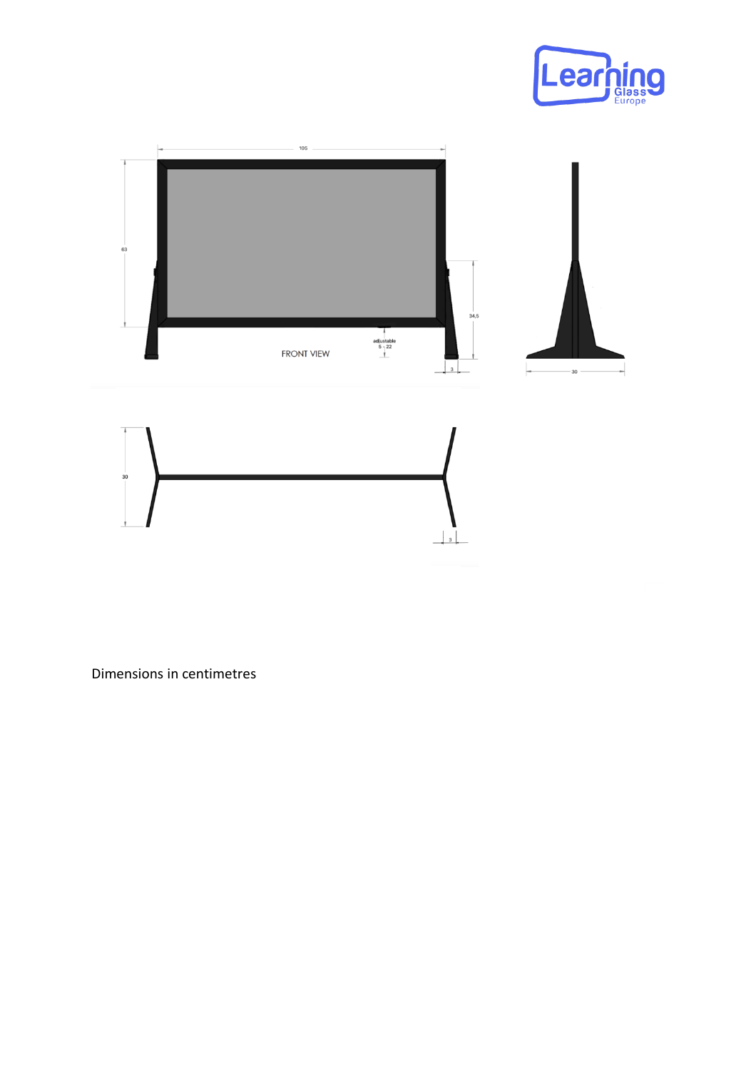Dimensions in centimetres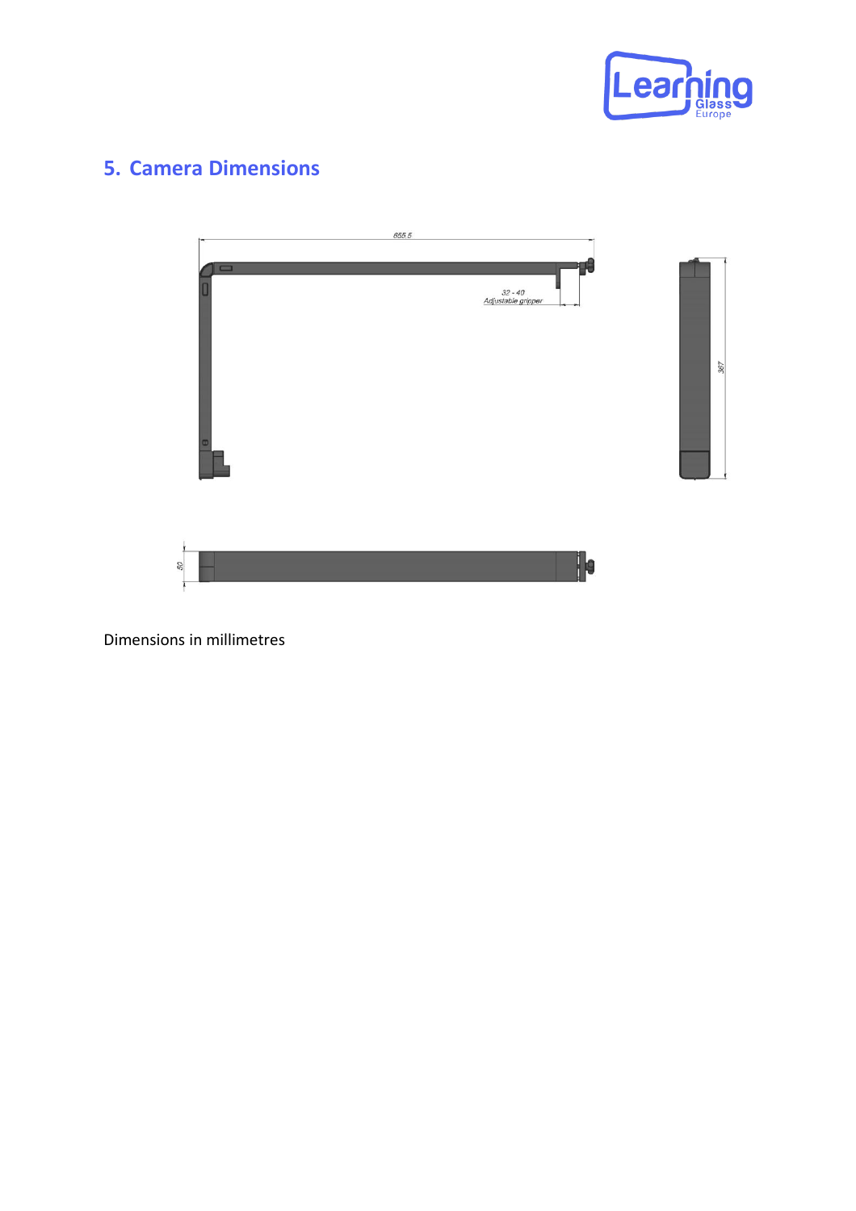## 5. Camera Dimensions

Dimensions in millimetres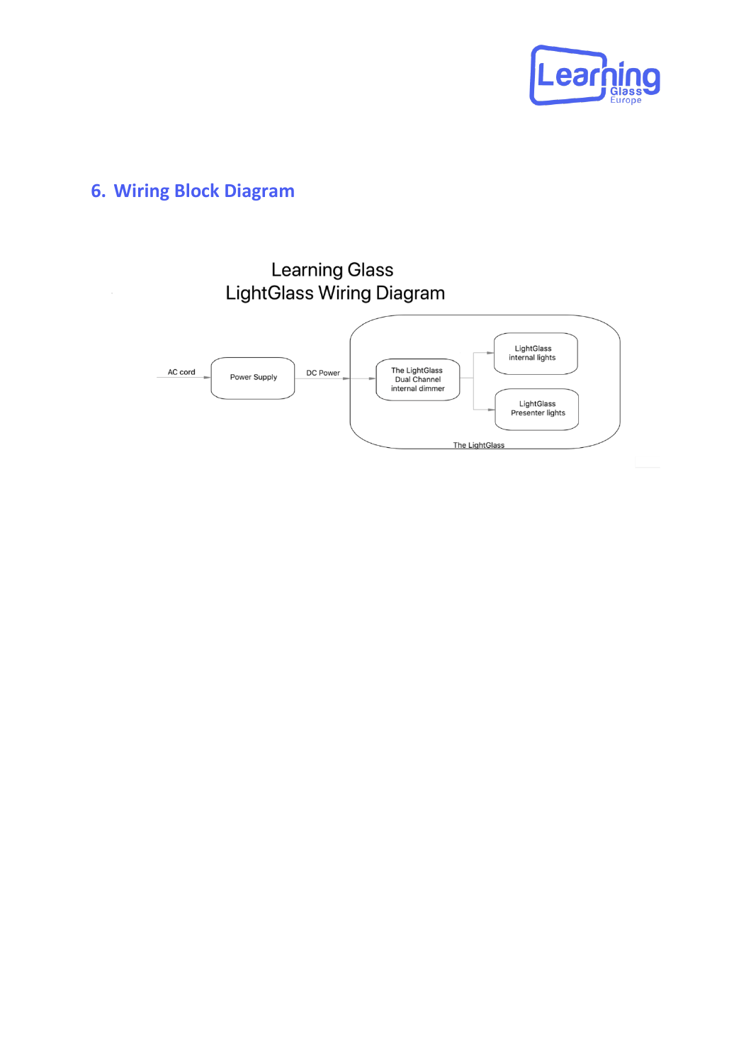## 6. Wiring Block Diagram

Learning Glass
LightGlass Wiring Diagram

AC cord

Power Supply

DC Power

The LightGlass
Dual Channel
internal dimmer

LightGlass
internal lights

LightGlass
Presenter lights

The LightGlass